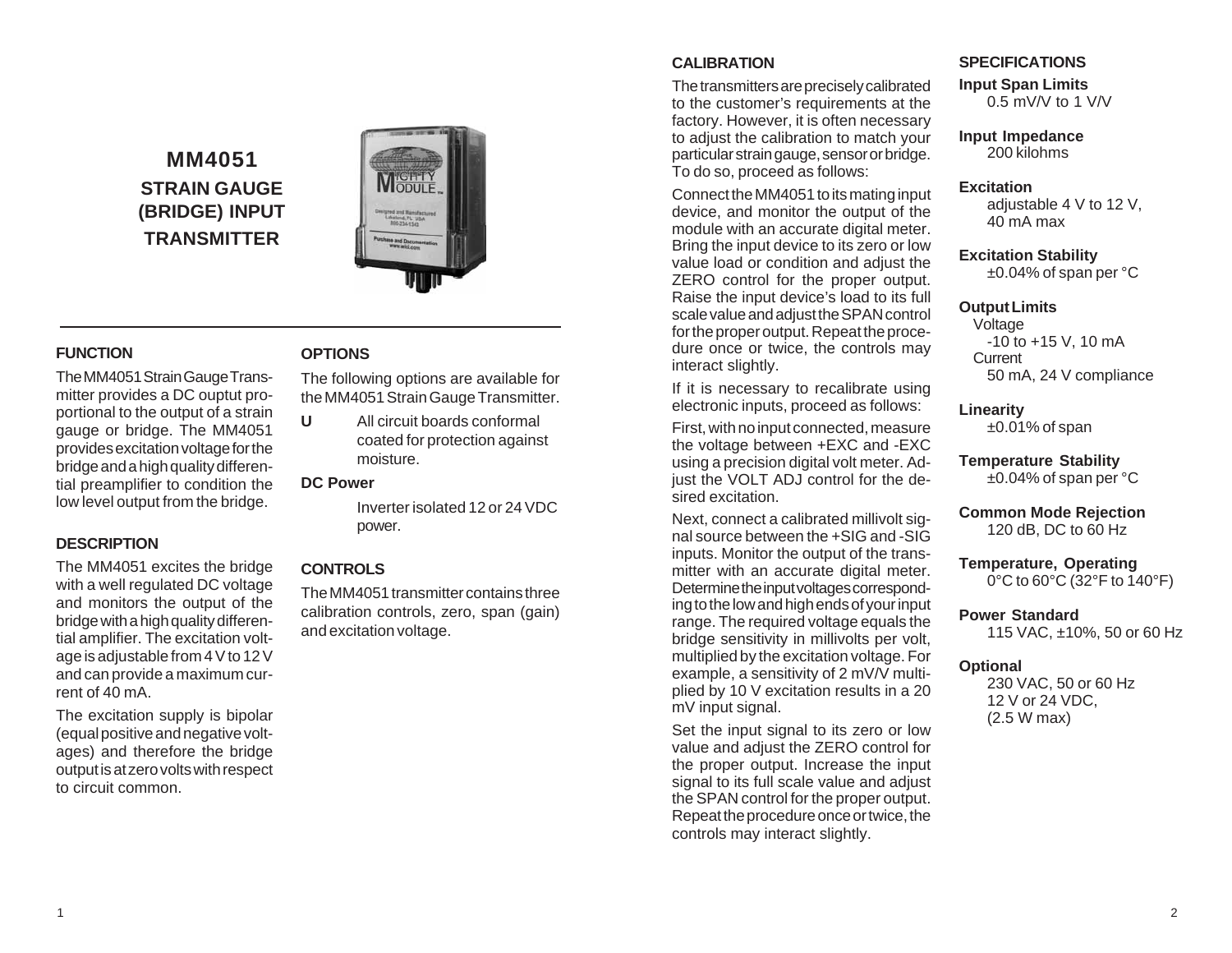# MM4051

## STRAIN GAUGE (BRIDGE) INPUT TRANSMITTER

### FUNCTION

The MM4051 Strain Gauge Transmitter provides a DC ouptut proportional to the output of a strain gauge or bridge. The MM4051 provides excitation voltage for the bridge and a high quality differential preamplifier to condition the low level output from the bridge.

### DESCRIPTION

The MM4051 excites the bridge with a well regulated DC voltage and monitors the output of the bridge with a high quality differential amplifier. The excitation voltage is adjustable from 4 V to 12 V and can provide a maximum current of 40 mA.

The excitation supply is bipolar (equal positive and negative voltages) and therefore the bridge output is at zero volts with respect to circuit common.

### OPTIONS

The following options are available for the MM4051 Strain Gauge Transmitter.

**U** All circuit boards conformal coated for protection against moisture.

**DC Power**

Inverter isolated 12 or 24 VDC power.

### CONTROLS

The MM4051 transmitter contains three calibration controls, zero, span (gain) and excitation voltage.

### CALIBRATION

The transmitters are precisely calibrated to the customer's requirements at the factory. However, it is often necessary to adjust the calibration to match your particular strain gauge, sensor or bridge. To do so, proceed as follows:

Connect the MM4051 to its mating input device, and monitor the output of the module with an accurate digital meter. Bring the input device to its zero or low value load or condition and adjust the ZERO control for the proper output. Raise the input device's load to its full scale value and adjust the SPAN control for the proper output. Repeat the procedure once or twice, the controls may interact slightly.

If it is necessary to recalibrate using electronic inputs, proceed as follows:

First, with no input connected, measure the voltage between +EXC and -EXC using a precision digital volt meter. Adjust the VOLT ADJ control for the desired excitation.

Next, connect a calibrated millivolt signal source between the +SIG and -SIG inputs. Monitor the output of the transmitter with an accurate digital meter. Determine the input voltages corresponding to the low and high ends of your input range. The required voltage equals the bridge sensitivity in millivolts per volt, multiplied by the excitation voltage. For example, a sensitivity of 2 mV/V multiplied by 10 V excitation results in a 20 mV input signal.

Set the input signal to its zero or low value and adjust the ZERO control for the proper output. Increase the input signal to its full scale value and adjust the SPAN control for the proper output. Repeat the procedure once or twice, the controls may interact slightly.

### SPECIFICATIONS

**Input Span Limits**
0.5 mV/V to 1 V/V

**Input Impedance**
200 kilohms

**Excitation**
adjustable 4 V to 12 V,
40 mA max

**Excitation Stability**
±0.04% of span per °C

**Output Limits**
Voltage
-10 to +15 V, 10 mA
Current
50 mA, 24 V compliance

**Linearity**
±0.01% of span

**Temperature Stability**
±0.04% of span per °C

**Common Mode Rejection**
120 dB, DC to 60 Hz

**Temperature, Operating**
0°C to 60°C (32°F to 140°F)

**Power Standard**
115 VAC, ±10%, 50 or 60 Hz

**Optional**
230 VAC, 50 or 60 Hz
12 V or 24 VDC,
(2.5 W max)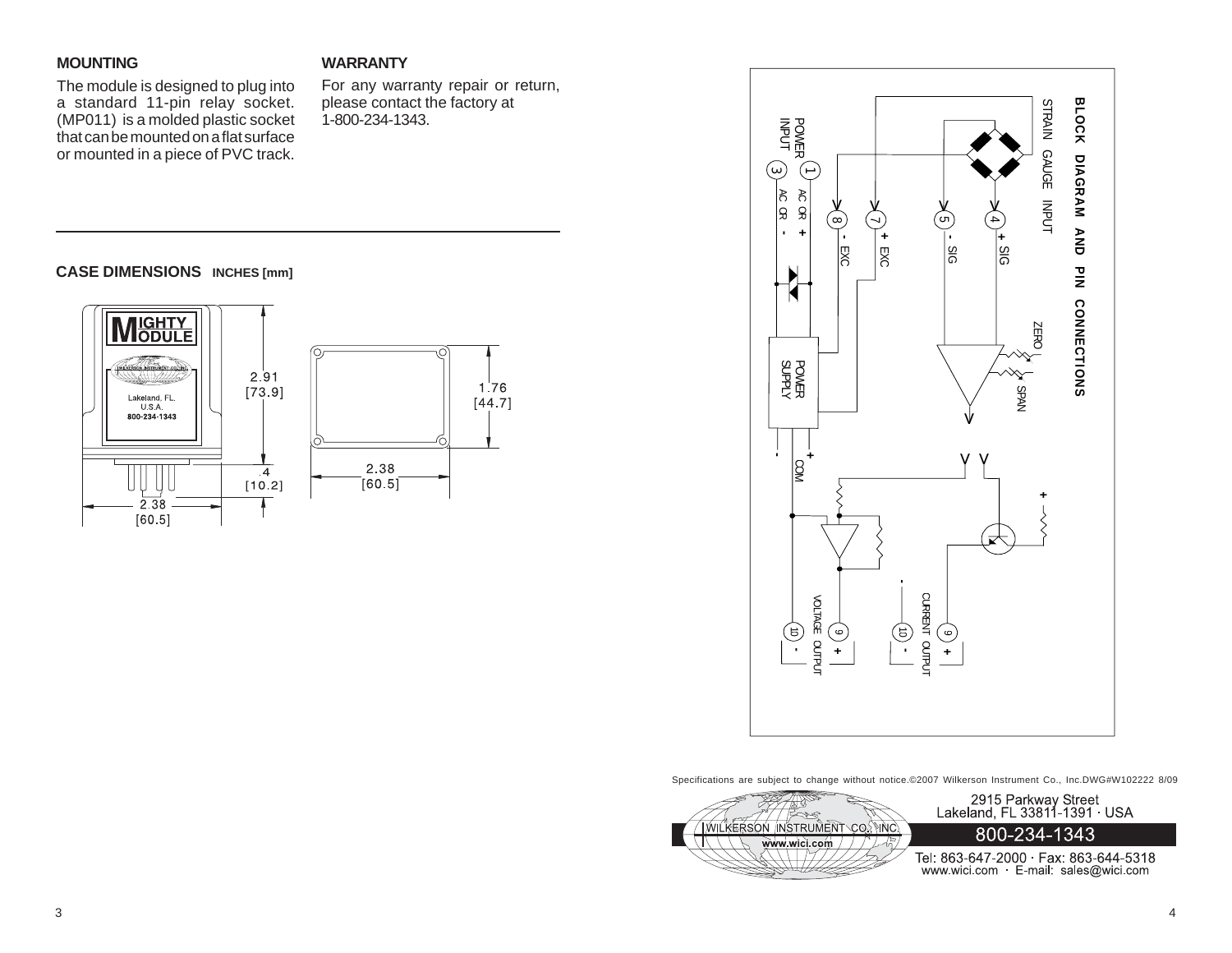## MOUNTING

The module is designed to plug into a standard 11-pin relay socket. (MP011) is a molded plastic socket that can be mounted on a flat surface or mounted in a piece of PVC track.

## WARRANTY

For any warranty repair or return, please contact the factory at 1-800-234-1343.

## CASE DIMENSIONS INCHES [mm]

MIGHTY MODULE

WILKERSON INSTRUMENT CO., INC.

Lakeland, FL.
U.S.A.
800-234-1343

2.91
[73.9]

.4
[10.2]

2.38
[60.5]

1.76
[44.7]

2.38
[60.5]

## BLOCK DIAGRAM AND PIN CONNECTIONS

STRAIN GAUGE INPUT

4 + SIG

5 - SIG

7 + EXC

8 - EXC

POWER INPUT

1 AC OR +

3 AC OR -

ZERO

SPAN

POWER SUPPLY

COM

CURRENT OUTPUT

9 +

10 -

VOLTAGE OUTPUT

9 +

10 -

Specifications are subject to change without notice.©2007 Wilkerson Instrument Co., Inc.DWG#W102222 8/09

WILKERSON INSTRUMENT CO., INC.
www.wici.com

2915 Parkway Street
Lakeland, FL 33811-1391 · USA

800-234-1343

Tel: 863-647-2000 · Fax: 863-644-5318
www.wici.com · E-mail: sales@wici.com